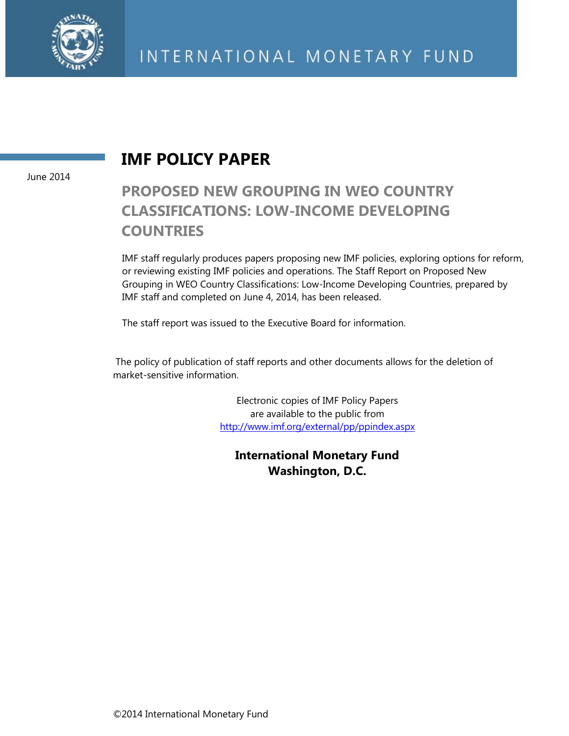INTERNATIONAL MONETARY FUND

June 2014

# IMF POLICY PAPER

## PROPOSED NEW GROUPING IN WEO COUNTRY CLASSIFICATIONS: LOW-INCOME DEVELOPING COUNTRIES

IMF staff regularly produces papers proposing new IMF policies, exploring options for reform, or reviewing existing IMF policies and operations. The Staff Report on Proposed New Grouping in WEO Country Classifications: Low-Income Developing Countries, prepared by IMF staff and completed on June 4, 2014, has been released.

The staff report was issued to the Executive Board for information.

The policy of publication of staff reports and other documents allows for the deletion of market-sensitive information.

Electronic copies of IMF Policy Papers
are available to the public from
http://www.imf.org/external/pp/ppindex.aspx

**International Monetary Fund**
**Washington, D.C.**

©2014 International Monetary Fund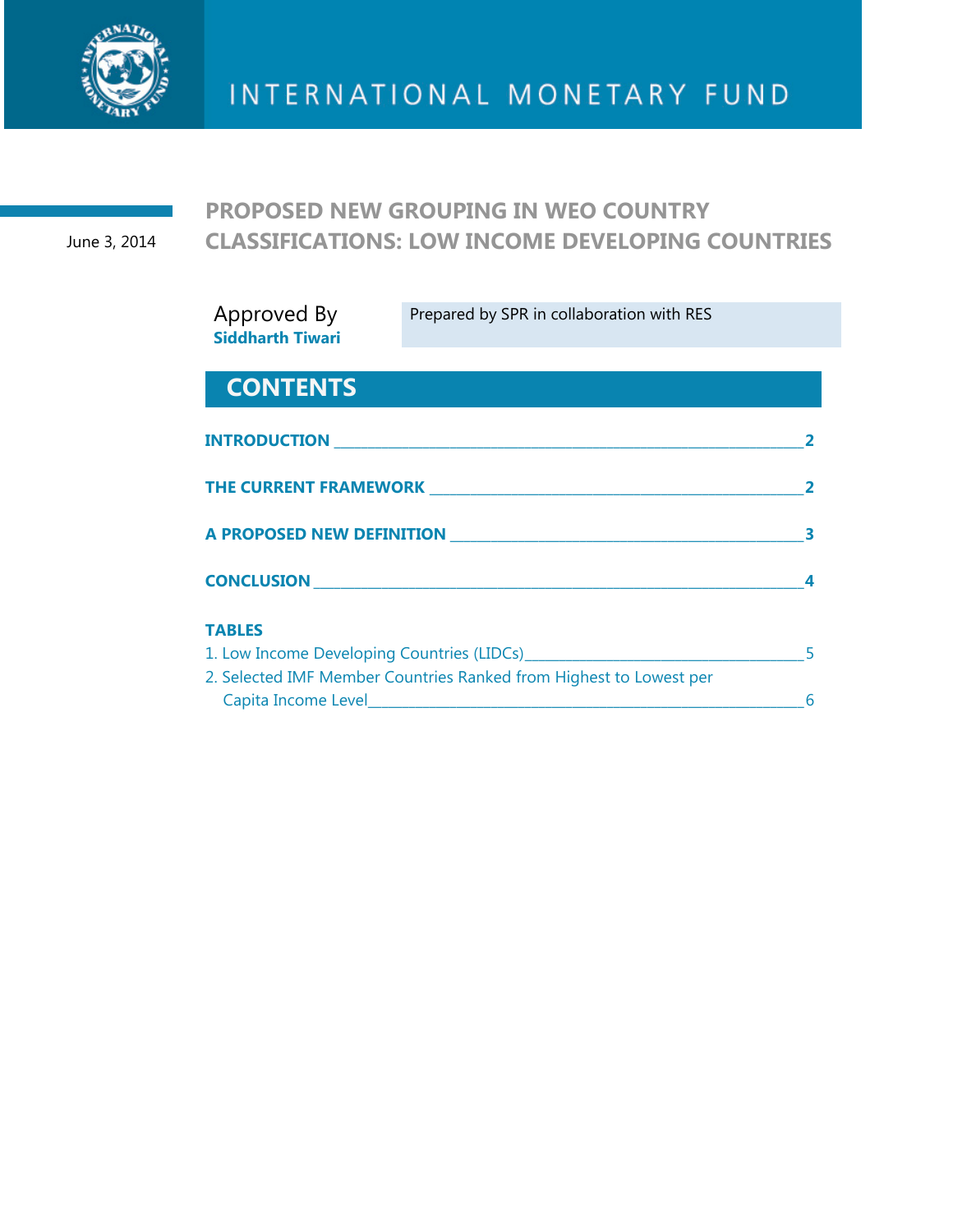INTERNATIONAL MONETARY FUND

June 3, 2014

# PROPOSED NEW GROUPING IN WEO COUNTRY CLASSIFICATIONS: LOW INCOME DEVELOPING COUNTRIES

Approved By **Siddharth Tiwari**

Prepared by SPR in collaboration with RES

## CONTENTS

**INTRODUCTION** ____ **2**

**THE CURRENT FRAMEWORK** ____ **2**

**A PROPOSED NEW DEFINITION** ____ **3**

**CONCLUSION** ____ **4**

**TABLES**

1. Low Income Developing Countries (LIDCs) ____ 5
2. Selected IMF Member Countries Ranked from Highest to Lowest per Capita Income Level ____ 6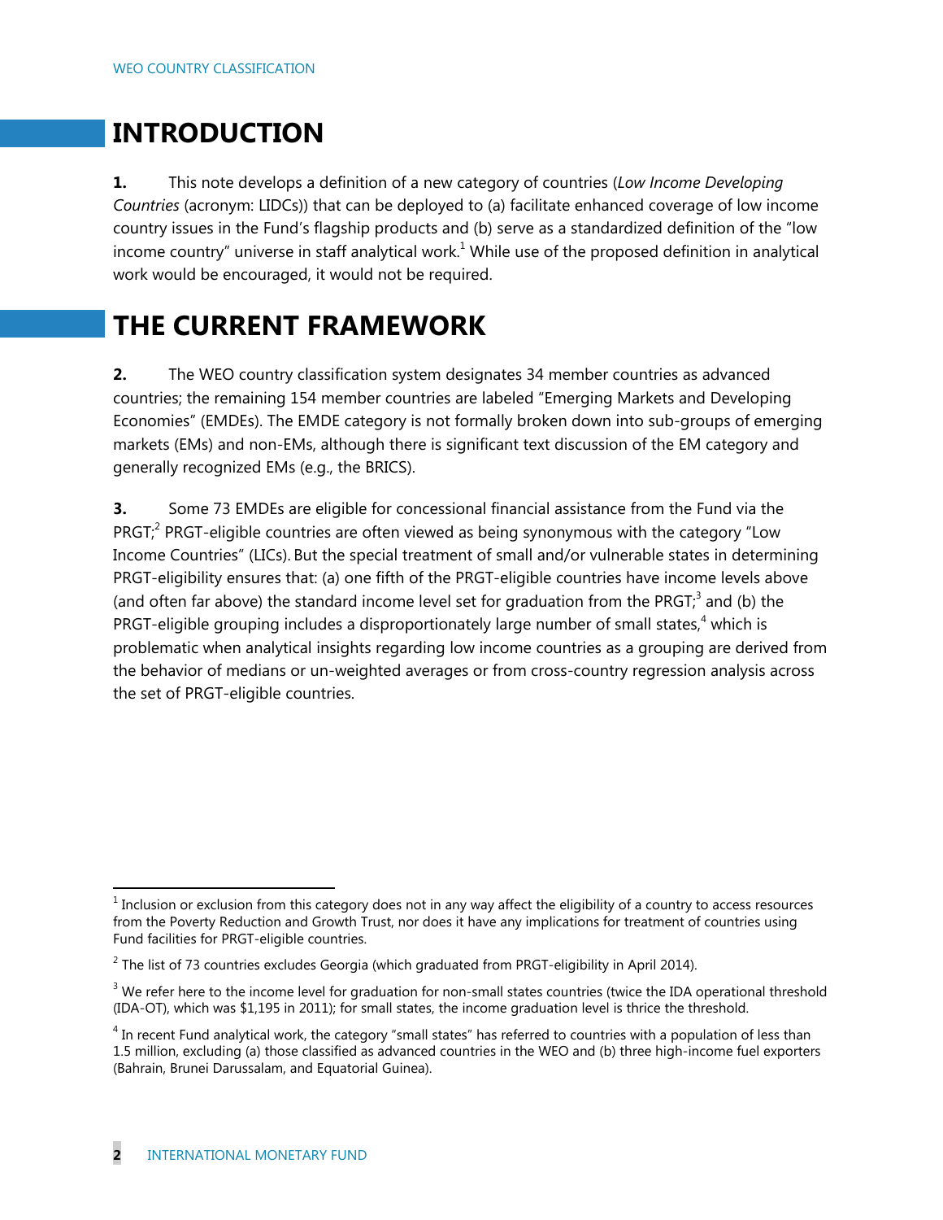# INTRODUCTION

**1.** This note develops a definition of a new category of countries (*Low Income Developing Countries* (acronym: LIDCs)) that can be deployed to (a) facilitate enhanced coverage of low income country issues in the Fund's flagship products and (b) serve as a standardized definition of the "low income country" universe in staff analytical work.[1] While use of the proposed definition in analytical work would be encouraged, it would not be required.

# THE CURRENT FRAMEWORK

**2.** The WEO country classification system designates 34 member countries as advanced countries; the remaining 154 member countries are labeled "Emerging Markets and Developing Economies" (EMDEs). The EMDE category is not formally broken down into sub-groups of emerging markets (EMs) and non-EMs, although there is significant text discussion of the EM category and generally recognized EMs (e.g., the BRICS).

**3.** Some 73 EMDEs are eligible for concessional financial assistance from the Fund via the PRGT;[2] PRGT-eligible countries are often viewed as being synonymous with the category "Low Income Countries" (LICs). But the special treatment of small and/or vulnerable states in determining PRGT-eligibility ensures that: (a) one fifth of the PRGT-eligible countries have income levels above (and often far above) the standard income level set for graduation from the PRGT;[3] and (b) the PRGT-eligible grouping includes a disproportionately large number of small states,[4] which is problematic when analytical insights regarding low income countries as a grouping are derived from the behavior of medians or un-weighted averages or from cross-country regression analysis across the set of PRGT-eligible countries.

---

[1] Inclusion or exclusion from this category does not in any way affect the eligibility of a country to access resources from the Poverty Reduction and Growth Trust, nor does it have any implications for treatment of countries using Fund facilities for PRGT-eligible countries.

[2] The list of 73 countries excludes Georgia (which graduated from PRGT-eligibility in April 2014).

[3] We refer here to the income level for graduation for non-small states countries (twice the IDA operational threshold (IDA-OT), which was $1,195 in 2011); for small states, the income graduation level is thrice the threshold.

[4] In recent Fund analytical work, the category "small states" has referred to countries with a population of less than 1.5 million, excluding (a) those classified as advanced countries in the WEO and (b) three high-income fuel exporters (Bahrain, Brunei Darussalam, and Equatorial Guinea).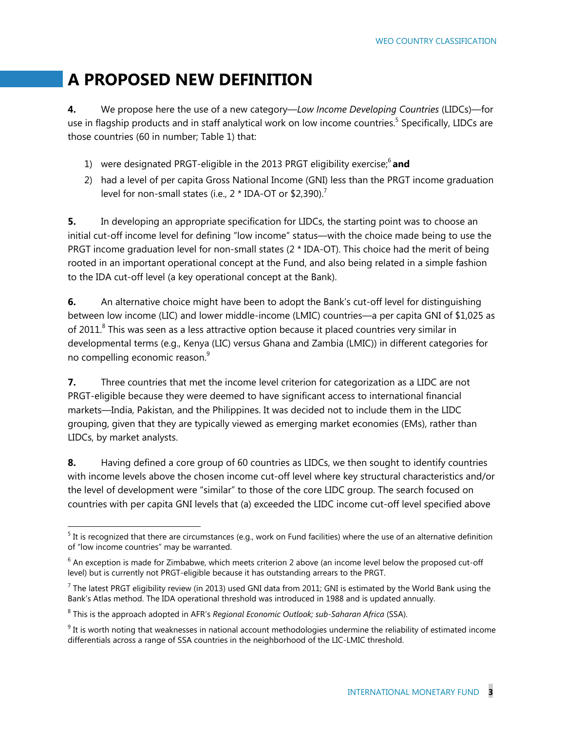# A PROPOSED NEW DEFINITION

**4.** We propose here the use of a new category—*Low Income Developing Countries* (LIDCs)—for use in flagship products and in staff analytical work on low income countries.[5] Specifically, LIDCs are those countries (60 in number; Table 1) that:

1) were designated PRGT-eligible in the 2013 PRGT eligibility exercise;[6] **and**
2) had a level of per capita Gross National Income (GNI) less than the PRGT income graduation level for non-small states (i.e., 2 * IDA-OT or $2,390).[7]

**5.** In developing an appropriate specification for LIDCs, the starting point was to choose an initial cut-off income level for defining "low income" status—with the choice made being to use the PRGT income graduation level for non-small states (2 * IDA-OT). This choice had the merit of being rooted in an important operational concept at the Fund, and also being related in a simple fashion to the IDA cut-off level (a key operational concept at the Bank).

**6.** An alternative choice might have been to adopt the Bank's cut-off level for distinguishing between low income (LIC) and lower middle-income (LMIC) countries—a per capita GNI of $1,025 as of 2011.[8] This was seen as a less attractive option because it placed countries very similar in developmental terms (e.g., Kenya (LIC) versus Ghana and Zambia (LMIC)) in different categories for no compelling economic reason.[9]

**7.** Three countries that met the income level criterion for categorization as a LIDC are not PRGT-eligible because they were deemed to have significant access to international financial markets—India, Pakistan, and the Philippines. It was decided not to include them in the LIDC grouping, given that they are typically viewed as emerging market economies (EMs), rather than LIDCs, by market analysts.

**8.** Having defined a core group of 60 countries as LIDCs, we then sought to identify countries with income levels above the chosen income cut-off level where key structural characteristics and/or the level of development were "similar" to those of the core LIDC group. The search focused on countries with per capita GNI levels that (a) exceeded the LIDC income cut-off level specified above

---

[5] It is recognized that there are circumstances (e.g., work on Fund facilities) where the use of an alternative definition of "low income countries" may be warranted.

[6] An exception is made for Zimbabwe, which meets criterion 2 above (an income level below the proposed cut-off level) but is currently not PRGT-eligible because it has outstanding arrears to the PRGT.

[7] The latest PRGT eligibility review (in 2013) used GNI data from 2011; GNI is estimated by the World Bank using the Bank's Atlas method. The IDA operational threshold was introduced in 1988 and is updated annually.

[8] This is the approach adopted in AFR's *Regional Economic Outlook; sub-Saharan Africa* (SSA).

[9] It is worth noting that weaknesses in national account methodologies undermine the reliability of estimated income differentials across a range of SSA countries in the neighborhood of the LIC-LMIC threshold.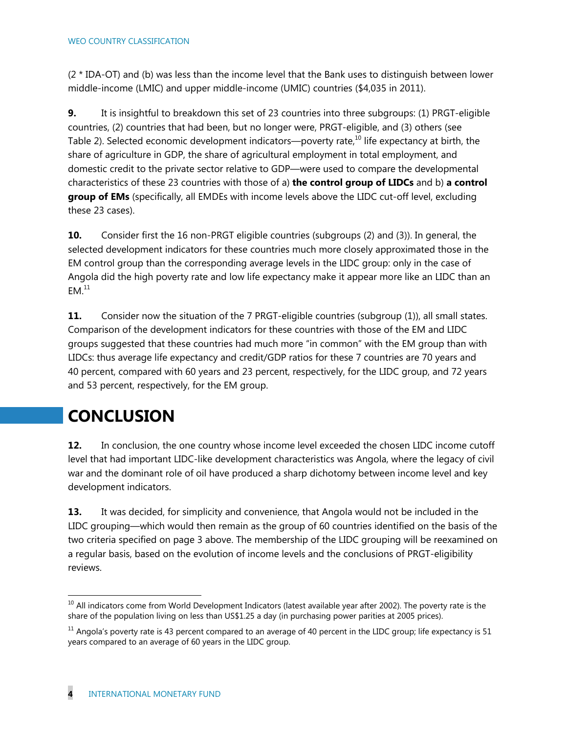(2 * IDA-OT) and (b) was less than the income level that the Bank uses to distinguish between lower middle-income (LMIC) and upper middle-income (UMIC) countries ($4,035 in 2011).

**9.** It is insightful to breakdown this set of 23 countries into three subgroups: (1) PRGT-eligible countries, (2) countries that had been, but no longer were, PRGT-eligible, and (3) others (see Table 2). Selected economic development indicators—poverty rate,[10] life expectancy at birth, the share of agriculture in GDP, the share of agricultural employment in total employment, and domestic credit to the private sector relative to GDP—were used to compare the developmental characteristics of these 23 countries with those of a) **the control group of LIDCs** and b) **a control group of EMs** (specifically, all EMDEs with income levels above the LIDC cut-off level, excluding these 23 cases).

**10.** Consider first the 16 non-PRGT eligible countries (subgroups (2) and (3)). In general, the selected development indicators for these countries much more closely approximated those in the EM control group than the corresponding average levels in the LIDC group: only in the case of Angola did the high poverty rate and low life expectancy make it appear more like an LIDC than an EM.[11]

**11.** Consider now the situation of the 7 PRGT-eligible countries (subgroup (1)), all small states. Comparison of the development indicators for these countries with those of the EM and LIDC groups suggested that these countries had much more "in common" with the EM group than with LIDCs: thus average life expectancy and credit/GDP ratios for these 7 countries are 70 years and 40 percent, compared with 60 years and 23 percent, respectively, for the LIDC group, and 72 years and 53 percent, respectively, for the EM group.

# CONCLUSION

**12.** In conclusion, the one country whose income level exceeded the chosen LIDC income cutoff level that had important LIDC-like development characteristics was Angola, where the legacy of civil war and the dominant role of oil have produced a sharp dichotomy between income level and key development indicators.

**13.** It was decided, for simplicity and convenience, that Angola would not be included in the LIDC grouping—which would then remain as the group of 60 countries identified on the basis of the two criteria specified on page 3 above. The membership of the LIDC grouping will be reexamined on a regular basis, based on the evolution of income levels and the conclusions of PRGT-eligibility reviews.

---

[10] All indicators come from World Development Indicators (latest available year after 2002). The poverty rate is the share of the population living on less than US$1.25 a day (in purchasing power parities at 2005 prices).

[11] Angola's poverty rate is 43 percent compared to an average of 40 percent in the LIDC group; life expectancy is 51 years compared to an average of 60 years in the LIDC group.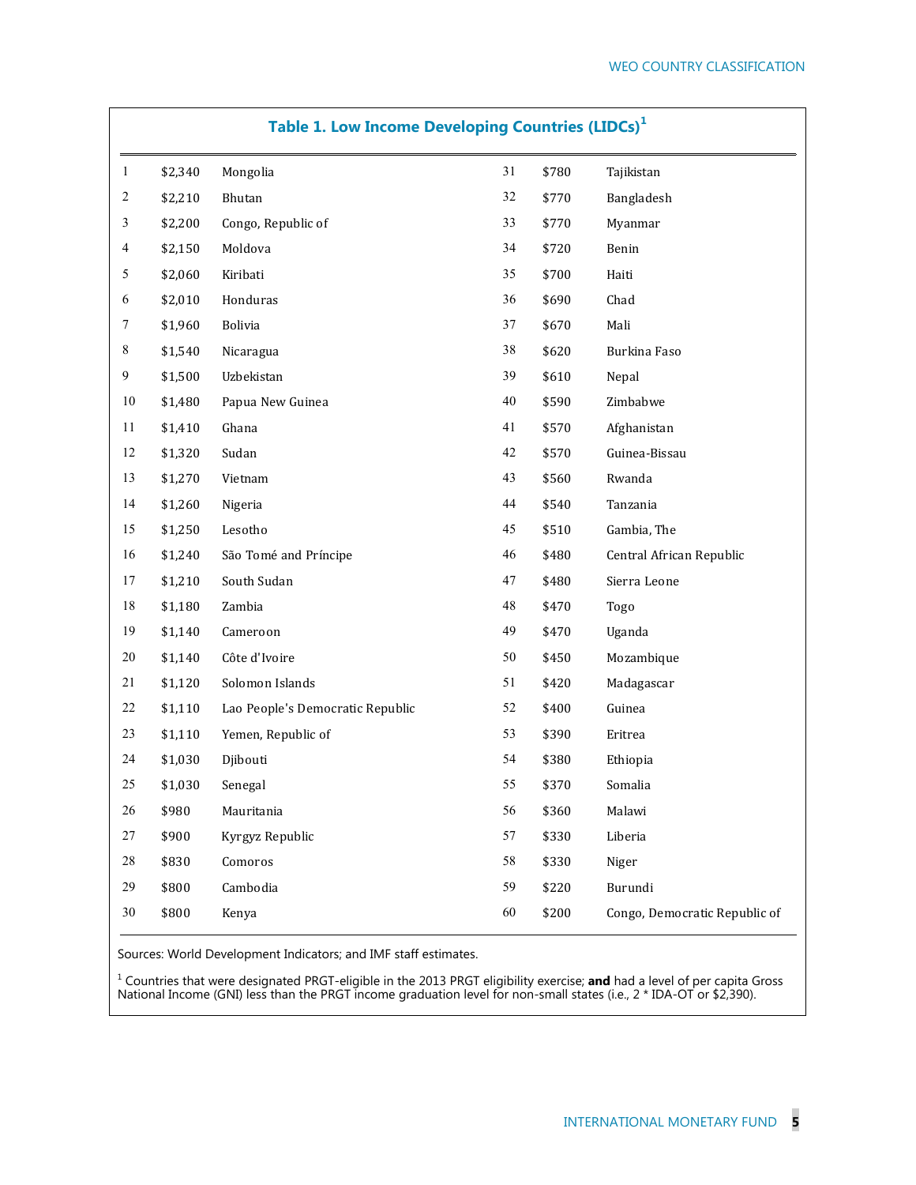### Table 1. Low Income Developing Countries (LIDCs)[1]

| | | | | | |
|---|---|---|---|---|---|
| 1 | $2,340 | Mongolia | 31 | $780 | Tajikistan |
| 2 | $2,210 | Bhutan | 32 | $770 | Bangladesh |
| 3 | $2,200 | Congo, Republic of | 33 | $770 | Myanmar |
| 4 | $2,150 | Moldova | 34 | $720 | Benin |
| 5 | $2,060 | Kiribati | 35 | $700 | Haiti |
| 6 | $2,010 | Honduras | 36 | $690 | Chad |
| 7 | $1,960 | Bolivia | 37 | $670 | Mali |
| 8 | $1,540 | Nicaragua | 38 | $620 | Burkina Faso |
| 9 | $1,500 | Uzbekistan | 39 | $610 | Nepal |
| 10 | $1,480 | Papua New Guinea | 40 | $590 | Zimbabwe |
| 11 | $1,410 | Ghana | 41 | $570 | Afghanistan |
| 12 | $1,320 | Sudan | 42 | $570 | Guinea-Bissau |
| 13 | $1,270 | Vietnam | 43 | $560 | Rwanda |
| 14 | $1,260 | Nigeria | 44 | $540 | Tanzania |
| 15 | $1,250 | Lesotho | 45 | $510 | Gambia, The |
| 16 | $1,240 | São Tomé and Príncipe | 46 | $480 | Central African Republic |
| 17 | $1,210 | South Sudan | 47 | $480 | Sierra Leone |
| 18 | $1,180 | Zambia | 48 | $470 | Togo |
| 19 | $1,140 | Cameroon | 49 | $470 | Uganda |
| 20 | $1,140 | Côte d'Ivoire | 50 | $450 | Mozambique |
| 21 | $1,120 | Solomon Islands | 51 | $420 | Madagascar |
| 22 | $1,110 | Lao People's Democratic Republic | 52 | $400 | Guinea |
| 23 | $1,110 | Yemen, Republic of | 53 | $390 | Eritrea |
| 24 | $1,030 | Djibouti | 54 | $380 | Ethiopia |
| 25 | $1,030 | Senegal | 55 | $370 | Somalia |
| 26 | $980 | Mauritania | 56 | $360 | Malawi |
| 27 | $900 | Kyrgyz Republic | 57 | $330 | Liberia |
| 28 | $830 | Comoros | 58 | $330 | Niger |
| 29 | $800 | Cambodia | 59 | $220 | Burundi |
| 30 | $800 | Kenya | 60 | $200 | Congo, Democratic Republic of |

Sources: World Development Indicators; and IMF staff estimates.

[1] Countries that were designated PRGT-eligible in the 2013 PRGT eligibility exercise; **and** had a level of per capita Gross National Income (GNI) less than the PRGT income graduation level for non-small states (i.e., 2 * IDA-OT or $2,390).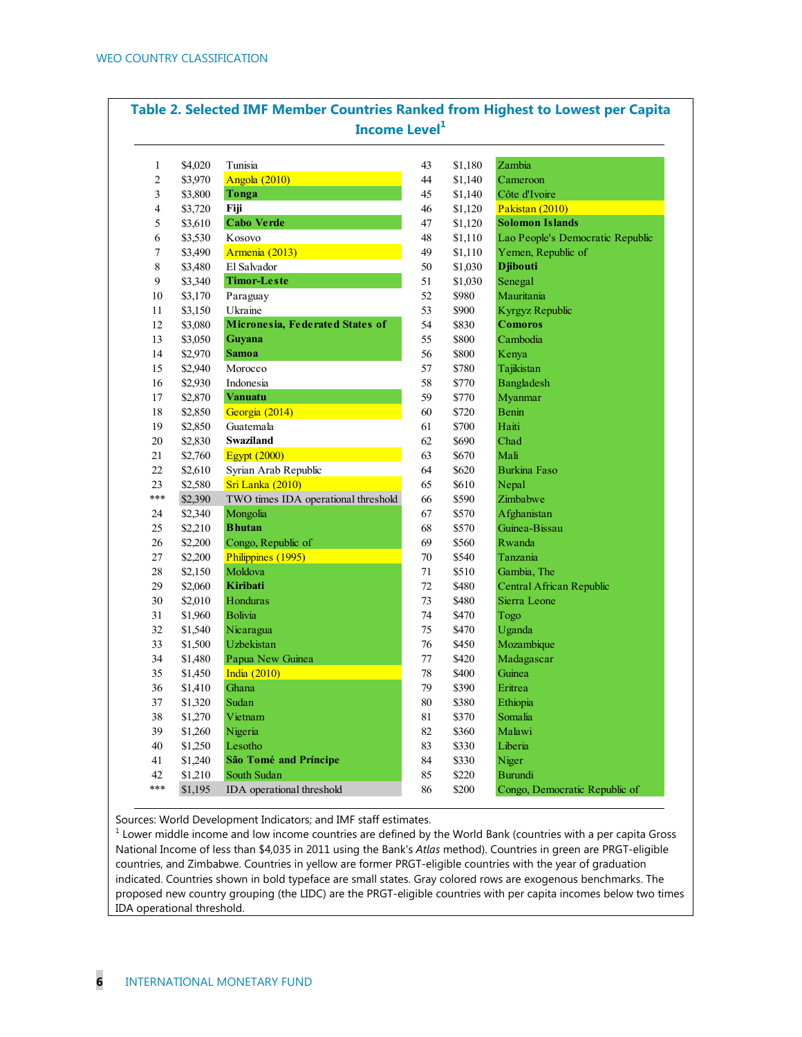## Table 2. Selected IMF Member Countries Ranked from Highest to Lowest per Capita Income Level[1]

| | | | | | |
|---|---|---|---|---|---|
| 1 | $4,020 | Tunisia | 43 | $1,180 | Zambia |
| 2 | $3,970 | Angola (2010) | 44 | $1,140 | Cameroon |
| 3 | $3,800 | **Tonga** | 45 | $1,140 | Côte d'Ivoire |
| 4 | $3,720 | **Fiji** | 46 | $1,120 | Pakistan (2010) |
| 5 | $3,610 | **Cabo Verde** | 47 | $1,120 | **Solomon Islands** |
| 6 | $3,530 | Kosovo | 48 | $1,110 | Lao People's Democratic Republic |
| 7 | $3,490 | Armenia (2013) | 49 | $1,110 | Yemen, Republic of |
| 8 | $3,480 | El Salvador | 50 | $1,030 | **Djibouti** |
| 9 | $3,340 | **Timor-Leste** | 51 | $1,030 | Senegal |
| 10 | $3,170 | Paraguay | 52 | $980 | Mauritania |
| 11 | $3,150 | Ukraine | 53 | $900 | Kyrgyz Republic |
| 12 | $3,080 | **Micronesia, Federated States of** | 54 | $830 | **Comoros** |
| 13 | $3,050 | **Guyana** | 55 | $800 | Cambodia |
| 14 | $2,970 | **Samoa** | 56 | $800 | Kenya |
| 15 | $2,940 | Morocco | 57 | $780 | Tajikistan |
| 16 | $2,930 | Indonesia | 58 | $770 | Bangladesh |
| 17 | $2,870 | **Vanuatu** | 59 | $770 | Myanmar |
| 18 | $2,850 | Georgia (2014) | 60 | $720 | Benin |
| 19 | $2,850 | Guatemala | 61 | $700 | Haiti |
| 20 | $2,830 | **Swaziland** | 62 | $690 | Chad |
| 21 | $2,760 | Egypt (2000) | 63 | $670 | Mali |
| 22 | $2,610 | Syrian Arab Republic | 64 | $620 | Burkina Faso |
| 23 | $2,580 | Sri Lanka (2010) | 65 | $610 | Nepal |
| *** | $2,390 | TWO times IDA operational threshold | 66 | $590 | Zimbabwe |
| 24 | $2,340 | Mongolia | 67 | $570 | Afghanistan |
| 25 | $2,210 | **Bhutan** | 68 | $570 | Guinea-Bissau |
| 26 | $2,200 | Congo, Republic of | 69 | $560 | Rwanda |
| 27 | $2,200 | Philippines (1995) | 70 | $540 | Tanzania |
| 28 | $2,150 | Moldova | 71 | $510 | Gambia, The |
| 29 | $2,060 | **Kiribati** | 72 | $480 | Central African Republic |
| 30 | $2,010 | Honduras | 73 | $480 | Sierra Leone |
| 31 | $1,960 | Bolivia | 74 | $470 | Togo |
| 32 | $1,540 | Nicaragua | 75 | $470 | Uganda |
| 33 | $1,500 | Uzbekistan | 76 | $450 | Mozambique |
| 34 | $1,480 | Papua New Guinea | 77 | $420 | Madagascar |
| 35 | $1,450 | India (2010) | 78 | $400 | Guinea |
| 36 | $1,410 | Ghana | 79 | $390 | Eritrea |
| 37 | $1,320 | Sudan | 80 | $380 | Ethiopia |
| 38 | $1,270 | Vietnam | 81 | $370 | Somalia |
| 39 | $1,260 | Nigeria | 82 | $360 | Malawi |
| 40 | $1,250 | Lesotho | 83 | $330 | Liberia |
| 41 | $1,240 | **São Tomé and Príncipe** | 84 | $330 | Niger |
| 42 | $1,210 | South Sudan | 85 | $220 | Burundi |
| *** | $1,195 | IDA operational threshold | 86 | $200 | Congo, Democratic Republic of |

Sources: World Development Indicators; and IMF staff estimates.

[1] Lower middle income and low income countries are defined by the World Bank (countries with a per capita Gross National Income of less than $4,035 in 2011 using the Bank's *Atlas* method). Countries in green are PRGT-eligible countries, and Zimbabwe. Countries in yellow are former PRGT-eligible countries with the year of graduation indicated. Countries shown in bold typeface are small states. Gray colored rows are exogenous benchmarks. The proposed new country grouping (the LIDC) are the PRGT-eligible countries with per capita incomes below two times IDA operational threshold.